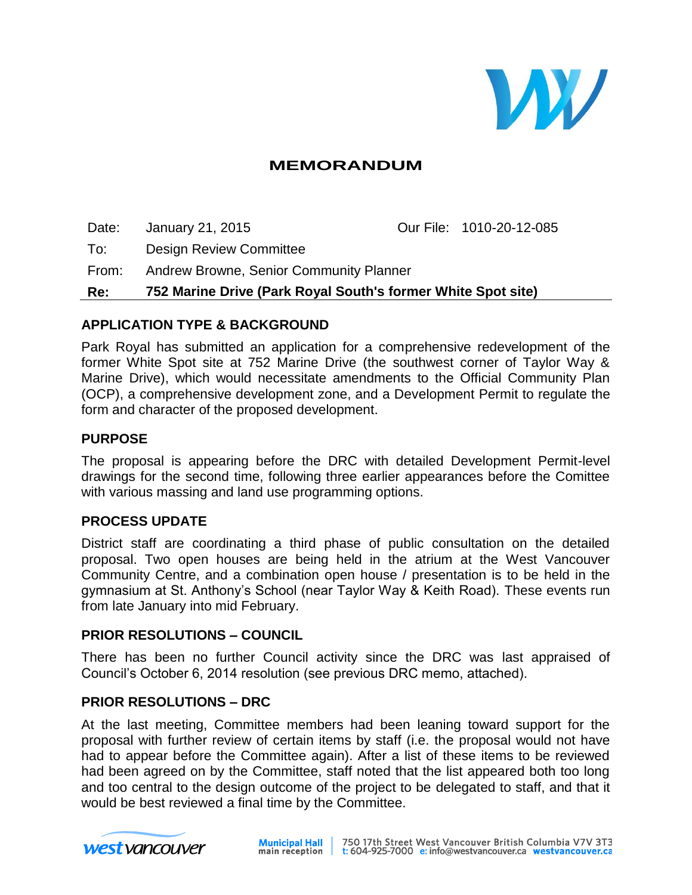# MEMORANDUM

| | | | |
|---|---|---|---|
| Date: | January 21, 2015 | Our File: | 1010-20-12-085 |
| To: | Design Review Committee | | |
| From: | Andrew Browne, Senior Community Planner | | |
| **Re:** | **752 Marine Drive (Park Royal South's former White Spot site)** | | |

## APPLICATION TYPE & BACKGROUND

Park Royal has submitted an application for a comprehensive redevelopment of the former White Spot site at 752 Marine Drive (the southwest corner of Taylor Way & Marine Drive), which would necessitate amendments to the Official Community Plan (OCP), a comprehensive development zone, and a Development Permit to regulate the form and character of the proposed development.

## PURPOSE

The proposal is appearing before the DRC with detailed Development Permit-level drawings for the second time, following three earlier appearances before the Comittee with various massing and land use programming options.

## PROCESS UPDATE

District staff are coordinating a third phase of public consultation on the detailed proposal. Two open houses are being held in the atrium at the West Vancouver Community Centre, and a combination open house / presentation is to be held in the gymnasium at St. Anthony's School (near Taylor Way & Keith Road). These events run from late January into mid February.

## PRIOR RESOLUTIONS – COUNCIL

There has been no further Council activity since the DRC was last appraised of Council's October 6, 2014 resolution (see previous DRC memo, attached).

## PRIOR RESOLUTIONS – DRC

At the last meeting, Committee members had been leaning toward support for the proposal with further review of certain items by staff (i.e. the proposal would not have had to appear before the Committee again). After a list of these items to be reviewed had been agreed on by the Committee, staff noted that the list appeared both too long and too central to the design outcome of the project to be delegated to staff, and that it would be best reviewed a final time by the Committee.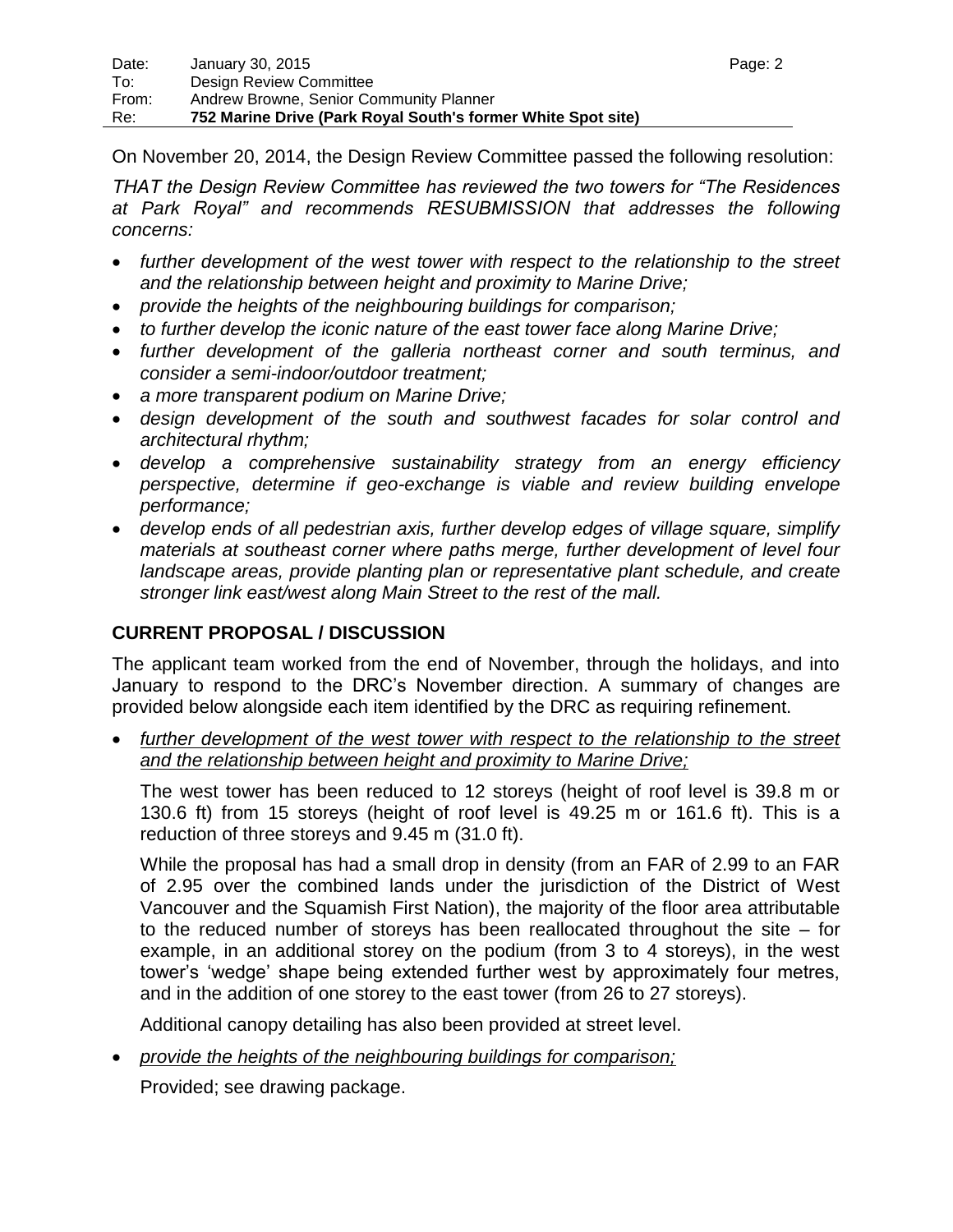On November 20, 2014, the Design Review Committee passed the following resolution:

*THAT the Design Review Committee has reviewed the two towers for "The Residences at Park Royal" and recommends RESUBMISSION that addresses the following concerns:*

- *further development of the west tower with respect to the relationship to the street and the relationship between height and proximity to Marine Drive;*
- *provide the heights of the neighbouring buildings for comparison;*
- *to further develop the iconic nature of the east tower face along Marine Drive;*
- *further development of the galleria northeast corner and south terminus, and consider a semi-indoor/outdoor treatment;*
- *a more transparent podium on Marine Drive;*
- *design development of the south and southwest facades for solar control and architectural rhythm;*
- *develop a comprehensive sustainability strategy from an energy efficiency perspective, determine if geo-exchange is viable and review building envelope performance;*
- *develop ends of all pedestrian axis, further develop edges of village square, simplify materials at southeast corner where paths merge, further development of level four landscape areas, provide planting plan or representative plant schedule, and create stronger link east/west along Main Street to the rest of the mall.*

## CURRENT PROPOSAL / DISCUSSION

The applicant team worked from the end of November, through the holidays, and into January to respond to the DRC's November direction. A summary of changes are provided below alongside each item identified by the DRC as requiring refinement.

- *further development of the west tower with respect to the relationship to the street and the relationship between height and proximity to Marine Drive;*

  The west tower has been reduced to 12 storeys (height of roof level is 39.8 m or 130.6 ft) from 15 storeys (height of roof level is 49.25 m or 161.6 ft). This is a reduction of three storeys and 9.45 m (31.0 ft).

  While the proposal has had a small drop in density (from an FAR of 2.99 to an FAR of 2.95 over the combined lands under the jurisdiction of the District of West Vancouver and the Squamish First Nation), the majority of the floor area attributable to the reduced number of storeys has been reallocated throughout the site – for example, in an additional storey on the podium (from 3 to 4 storeys), in the west tower's 'wedge' shape being extended further west by approximately four metres, and in the addition of one storey to the east tower (from 26 to 27 storeys).

  Additional canopy detailing has also been provided at street level.

- *provide the heights of the neighbouring buildings for comparison;*

  Provided; see drawing package.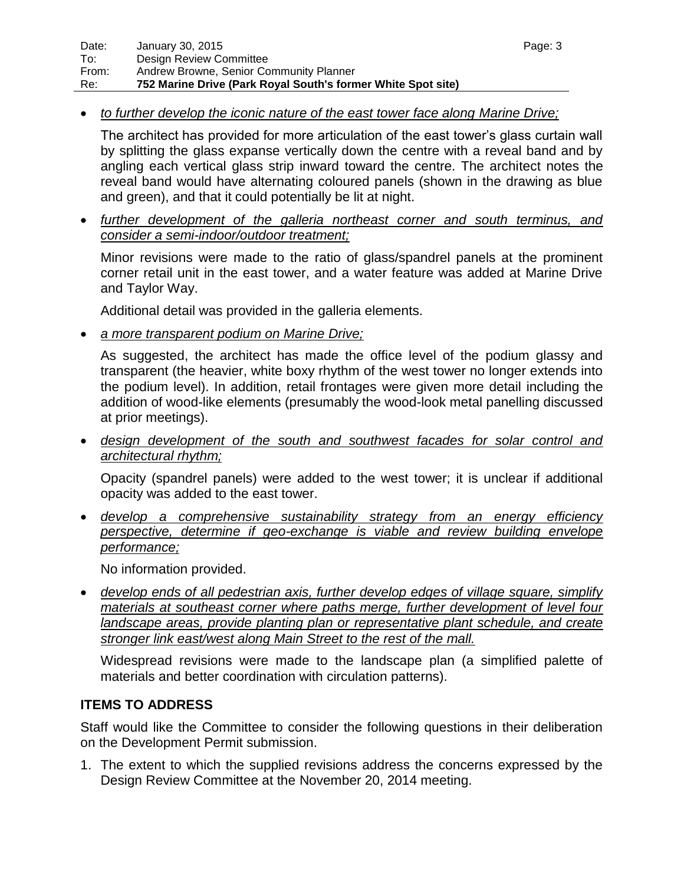- *to further develop the iconic nature of the east tower face along Marine Drive;*

  The architect has provided for more articulation of the east tower's glass curtain wall by splitting the glass expanse vertically down the centre with a reveal band and by angling each vertical glass strip inward toward the centre. The architect notes the reveal band would have alternating coloured panels (shown in the drawing as blue and green), and that it could potentially be lit at night.

- *further development of the galleria northeast corner and south terminus, and consider a semi-indoor/outdoor treatment;*

  Minor revisions were made to the ratio of glass/spandrel panels at the prominent corner retail unit in the east tower, and a water feature was added at Marine Drive and Taylor Way.

  Additional detail was provided in the galleria elements.

- *a more transparent podium on Marine Drive;*

  As suggested, the architect has made the office level of the podium glassy and transparent (the heavier, white boxy rhythm of the west tower no longer extends into the podium level). In addition, retail frontages were given more detail including the addition of wood-like elements (presumably the wood-look metal panelling discussed at prior meetings).

- *design development of the south and southwest facades for solar control and architectural rhythm;*

  Opacity (spandrel panels) were added to the west tower; it is unclear if additional opacity was added to the east tower.

- *develop a comprehensive sustainability strategy from an energy efficiency perspective, determine if geo-exchange is viable and review building envelope performance;*

  No information provided.

- *develop ends of all pedestrian axis, further develop edges of village square, simplify materials at southeast corner where paths merge, further development of level four landscape areas, provide planting plan or representative plant schedule, and create stronger link east/west along Main Street to the rest of the mall.*

  Widespread revisions were made to the landscape plan (a simplified palette of materials and better coordination with circulation patterns).

## ITEMS TO ADDRESS

Staff would like the Committee to consider the following questions in their deliberation on the Development Permit submission.

1. The extent to which the supplied revisions address the concerns expressed by the Design Review Committee at the November 20, 2014 meeting.